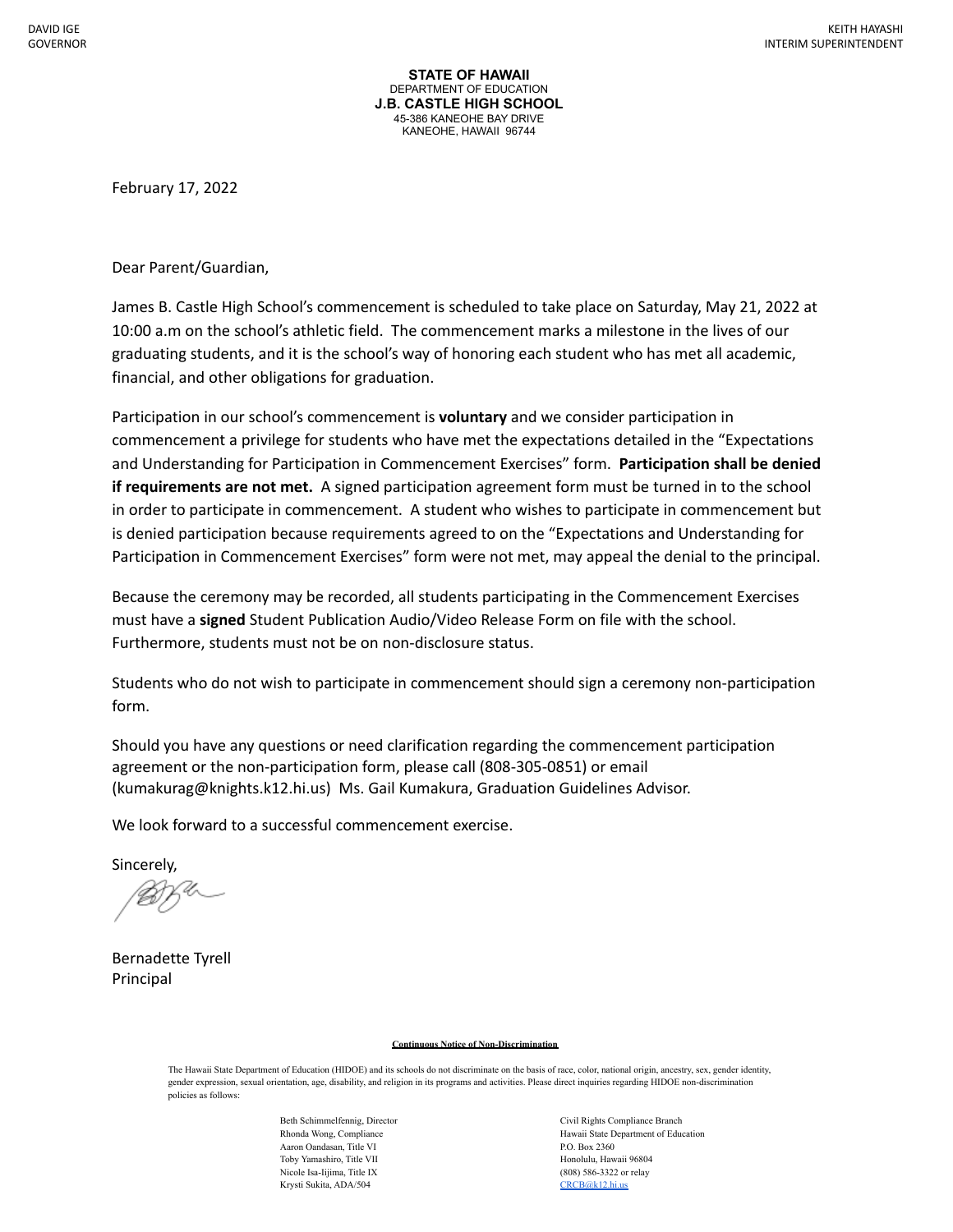DAVID IGE
GOVERNOR

KEITH HAYASHI
INTERIM SUPERINTENDENT

**STATE OF HAWAII**
DEPARTMENT OF EDUCATION
**J.B. CASTLE HIGH SCHOOL**
45-386 KANEOHE BAY DRIVE
KANEOHE, HAWAII 96744

February 17, 2022

Dear Parent/Guardian,

James B. Castle High School's commencement is scheduled to take place on Saturday, May 21, 2022 at 10:00 a.m on the school's athletic field. The commencement marks a milestone in the lives of our graduating students, and it is the school's way of honoring each student who has met all academic, financial, and other obligations for graduation.

Participation in our school's commencement is **voluntary** and we consider participation in commencement a privilege for students who have met the expectations detailed in the "Expectations and Understanding for Participation in Commencement Exercises" form. **Participation shall be denied if requirements are not met.** A signed participation agreement form must be turned in to the school in order to participate in commencement. A student who wishes to participate in commencement but is denied participation because requirements agreed to on the "Expectations and Understanding for Participation in Commencement Exercises" form were not met, may appeal the denial to the principal.

Because the ceremony may be recorded, all students participating in the Commencement Exercises must have a **signed** Student Publication Audio/Video Release Form on file with the school. Furthermore, students must not be on non-disclosure status.

Students who do not wish to participate in commencement should sign a ceremony non-participation form.

Should you have any questions or need clarification regarding the commencement participation agreement or the non-participation form, please call (808-305-0851) or email (kumakurag@knights.k12.hi.us) Ms. Gail Kumakura, Graduation Guidelines Advisor.

We look forward to a successful commencement exercise.

Sincerely,

Bernadette Tyrell
Principal

**Continuous Notice of Non-Discrimination**

The Hawaii State Department of Education (HIDOE) and its schools do not discriminate on the basis of race, color, national origin, ancestry, sex, gender identity, gender expression, sexual orientation, age, disability, and religion in its programs and activities. Please direct inquiries regarding HIDOE non-discrimination policies as follows:

Beth Schimmelfennig, Director
Rhonda Wong, Compliance
Aaron Oandasan, Title VI
Toby Yamashiro, Title VII
Nicole Isa-Iijima, Title IX
Krysti Sukita, ADA/504

Civil Rights Compliance Branch
Hawaii State Department of Education
P.O. Box 2360
Honolulu, Hawaii 96804
(808) 586-3322 or relay
CRCB@k12.hi.us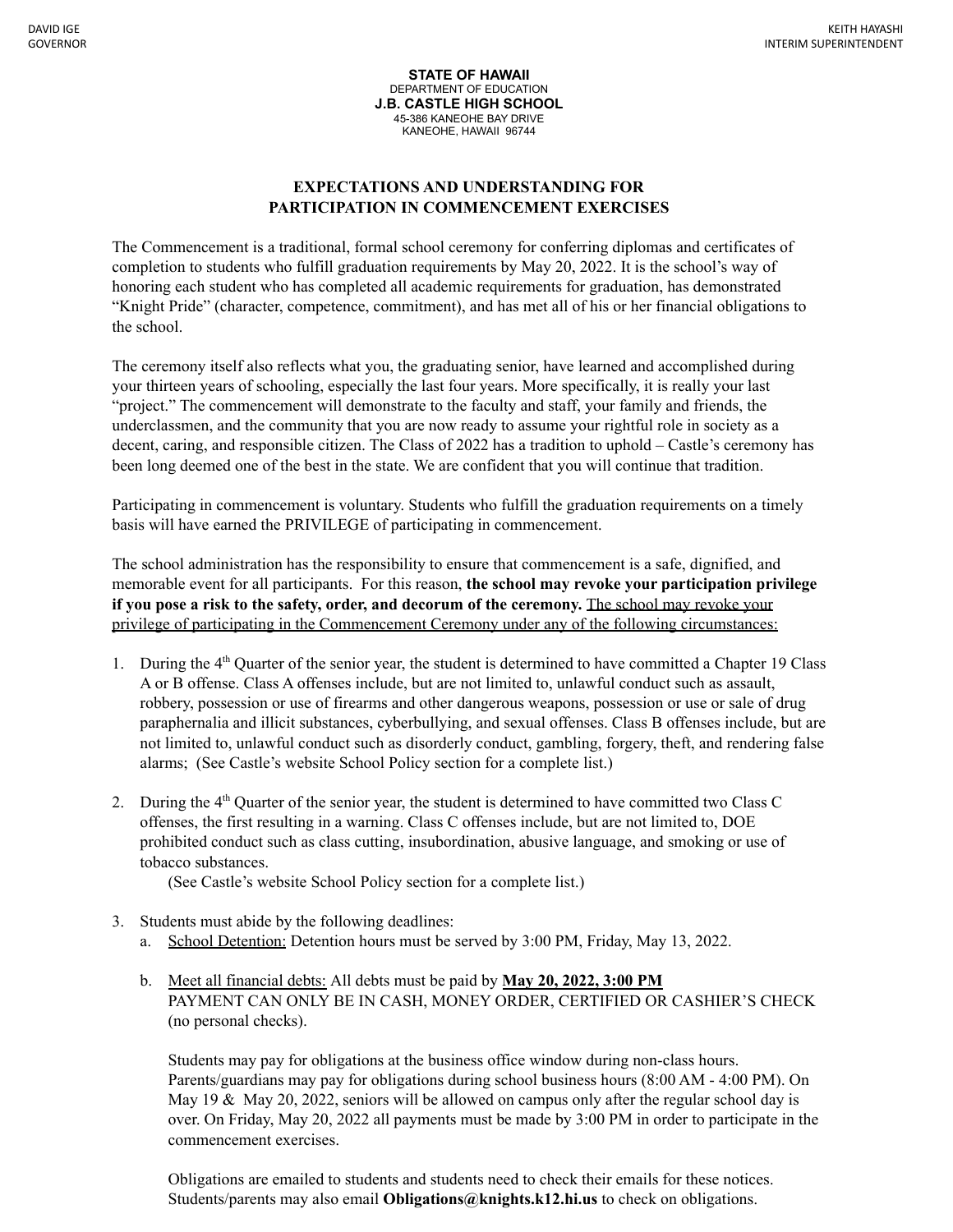DAVID IGE
GOVERNOR

KEITH HAYASHI
INTERIM SUPERINTENDENT

**STATE OF HAWAII**
DEPARTMENT OF EDUCATION
**J.B. CASTLE HIGH SCHOOL**
45-386 KANEOHE BAY DRIVE
KANEOHE, HAWAII 96744

## EXPECTATIONS AND UNDERSTANDING FOR PARTICIPATION IN COMMENCEMENT EXERCISES

The Commencement is a traditional, formal school ceremony for conferring diplomas and certificates of completion to students who fulfill graduation requirements by May 20, 2022. It is the school's way of honoring each student who has completed all academic requirements for graduation, has demonstrated "Knight Pride" (character, competence, commitment), and has met all of his or her financial obligations to the school.

The ceremony itself also reflects what you, the graduating senior, have learned and accomplished during your thirteen years of schooling, especially the last four years. More specifically, it is really your last "project." The commencement will demonstrate to the faculty and staff, your family and friends, the underclassmen, and the community that you are now ready to assume your rightful role in society as a decent, caring, and responsible citizen. The Class of 2022 has a tradition to uphold – Castle's ceremony has been long deemed one of the best in the state. We are confident that you will continue that tradition.

Participating in commencement is voluntary. Students who fulfill the graduation requirements on a timely basis will have earned the PRIVILEGE of participating in commencement.

The school administration has the responsibility to ensure that commencement is a safe, dignified, and memorable event for all participants. For this reason, **the school may revoke your participation privilege if you pose a risk to the safety, order, and decorum of the ceremony.** <u>The school may revoke your privilege of participating in the Commencement Ceremony under any of the following circumstances:</u>

1. During the 4th Quarter of the senior year, the student is determined to have committed a Chapter 19 Class A or B offense. Class A offenses include, but are not limited to, unlawful conduct such as assault, robbery, possession or use of firearms and other dangerous weapons, possession or use or sale of drug paraphernalia and illicit substances, cyberbullying, and sexual offenses. Class B offenses include, but are not limited to, unlawful conduct such as disorderly conduct, gambling, forgery, theft, and rendering false alarms; (See Castle's website School Policy section for a complete list.)

2. During the 4th Quarter of the senior year, the student is determined to have committed two Class C offenses, the first resulting in a warning. Class C offenses include, but are not limited to, DOE prohibited conduct such as class cutting, insubordination, abusive language, and smoking or use of tobacco substances.
   (See Castle's website School Policy section for a complete list.)

3. Students must abide by the following deadlines:
   a. <u>School Detention:</u> Detention hours must be served by 3:00 PM, Friday, May 13, 2022.

   b. <u>Meet all financial debts:</u> All debts must be paid by **<u>May 20, 2022, 3:00 PM</u>**
      PAYMENT CAN ONLY BE IN CASH, MONEY ORDER, CERTIFIED OR CASHIER'S CHECK (no personal checks).

      Students may pay for obligations at the business office window during non-class hours. Parents/guardians may pay for obligations during school business hours (8:00 AM - 4:00 PM). On May 19 & May 20, 2022, seniors will be allowed on campus only after the regular school day is over. On Friday, May 20, 2022 all payments must be made by 3:00 PM in order to participate in the commencement exercises.

      Obligations are emailed to students and students need to check their emails for these notices. Students/parents may also email **Obligations@knights.k12.hi.us** to check on obligations.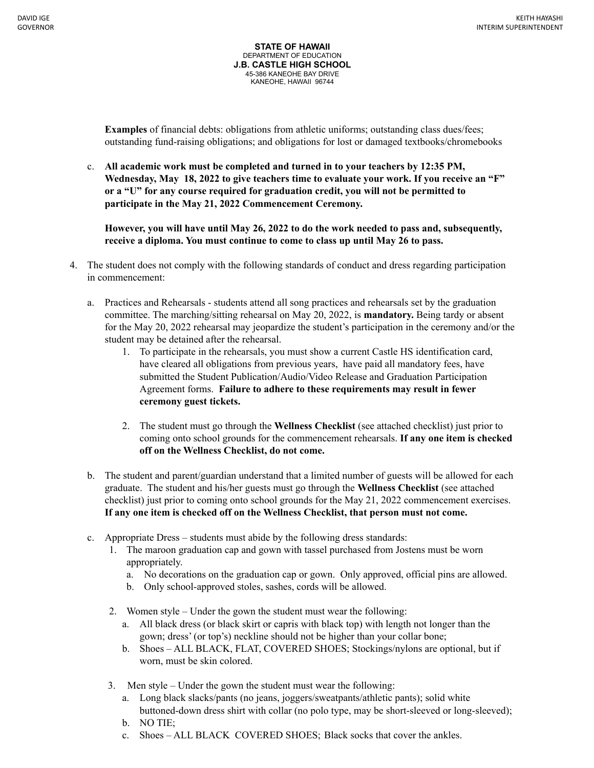**Examples** of financial debts: obligations from athletic uniforms; outstanding class dues/fees; outstanding fund-raising obligations; and obligations for lost or damaged textbooks/chromebooks

c. **All academic work must be completed and turned in to your teachers by 12:35 PM, Wednesday, May 18, 2022 to give teachers time to evaluate your work. If you receive an "F" or a "U" for any course required for graduation credit, you will not be permitted to participate in the May 21, 2022 Commencement Ceremony.**

   **However, you will have until May 26, 2022 to do the work needed to pass and, subsequently, receive a diploma. You must continue to come to class up until May 26 to pass.**

4. The student does not comply with the following standards of conduct and dress regarding participation in commencement:

   a. Practices and Rehearsals - students attend all song practices and rehearsals set by the graduation committee. The marching/sitting rehearsal on May 20, 2022, is **mandatory.** Being tardy or absent for the May 20, 2022 rehearsal may jeopardize the student's participation in the ceremony and/or the student may be detained after the rehearsal.
      1. To participate in the rehearsals, you must show a current Castle HS identification card, have cleared all obligations from previous years, have paid all mandatory fees, have submitted the Student Publication/Audio/Video Release and Graduation Participation Agreement forms. **Failure to adhere to these requirements may result in fewer ceremony guest tickets.**
      2. The student must go through the **Wellness Checklist** (see attached checklist) just prior to coming onto school grounds for the commencement rehearsals. **If any one item is checked off on the Wellness Checklist, do not come.**

   b. The student and parent/guardian understand that a limited number of guests will be allowed for each graduate. The student and his/her guests must go through the **Wellness Checklist** (see attached checklist) just prior to coming onto school grounds for the May 21, 2022 commencement exercises. **If any one item is checked off on the Wellness Checklist, that person must not come.**

   c. Appropriate Dress – students must abide by the following dress standards:
      1. The maroon graduation cap and gown with tassel purchased from Jostens must be worn appropriately.
         a. No decorations on the graduation cap or gown. Only approved, official pins are allowed.
         b. Only school-approved stoles, sashes, cords will be allowed.
      2. Women style – Under the gown the student must wear the following:
         a. All black dress (or black skirt or capris with black top) with length not longer than the gown; dress' (or top's) neckline should not be higher than your collar bone;
         b. Shoes – ALL BLACK, FLAT, COVERED SHOES; Stockings/nylons are optional, but if worn, must be skin colored.
      3. Men style – Under the gown the student must wear the following:
         a. Long black slacks/pants (no jeans, joggers/sweatpants/athletic pants); solid white buttoned-down dress shirt with collar (no polo type, may be short-sleeved or long-sleeved);
         b. NO TIE;
         c. Shoes – ALL BLACK COVERED SHOES; Black socks that cover the ankles.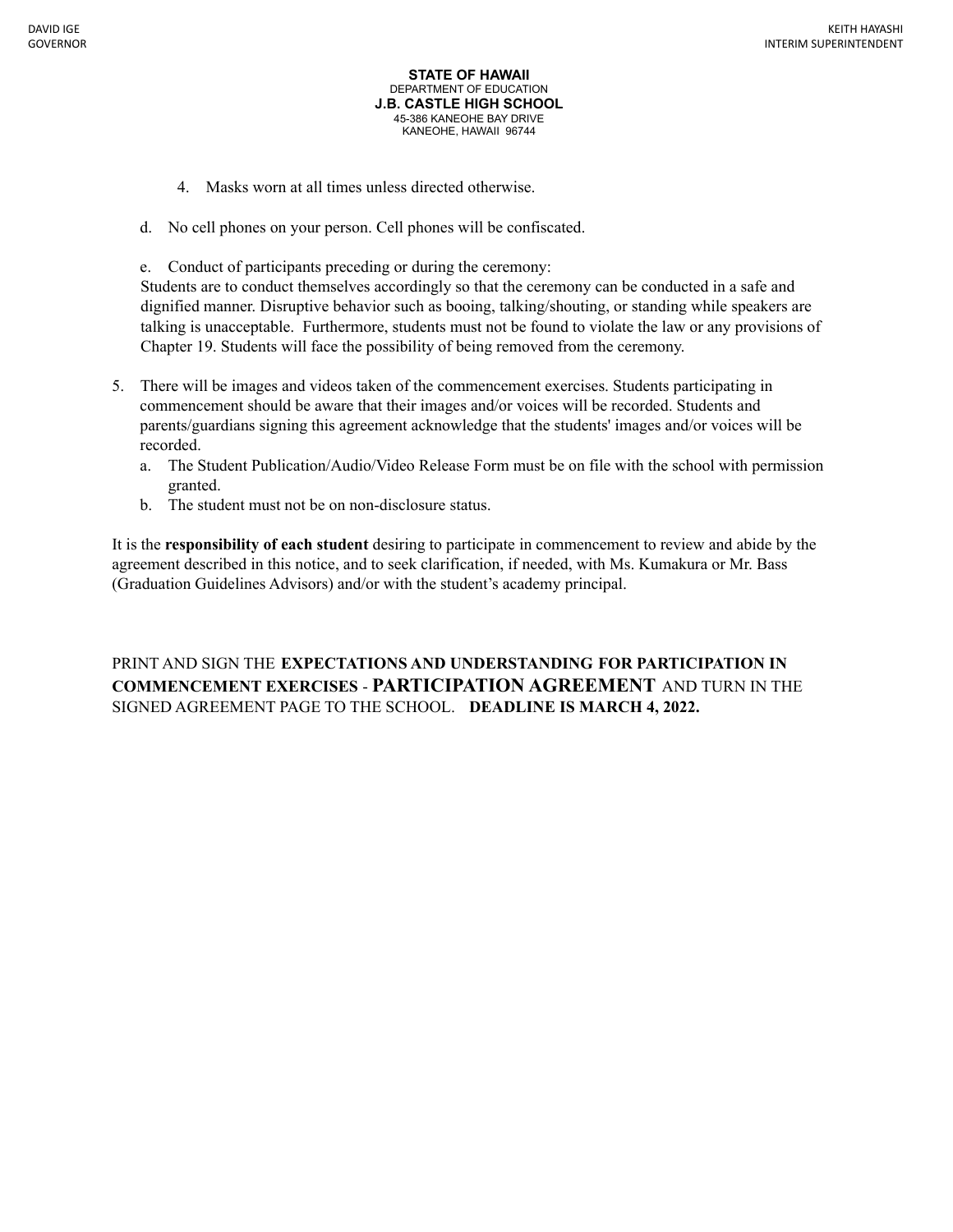4. Masks worn at all times unless directed otherwise.

d. No cell phones on your person. Cell phones will be confiscated.

e. Conduct of participants preceding or during the ceremony:
Students are to conduct themselves accordingly so that the ceremony can be conducted in a safe and dignified manner. Disruptive behavior such as booing, talking/shouting, or standing while speakers are talking is unacceptable. Furthermore, students must not be found to violate the law or any provisions of Chapter 19. Students will face the possibility of being removed from the ceremony.

5. There will be images and videos taken of the commencement exercises. Students participating in commencement should be aware that their images and/or voices will be recorded. Students and parents/guardians signing this agreement acknowledge that the students' images and/or voices will be recorded.
   a. The Student Publication/Audio/Video Release Form must be on file with the school with permission granted.
   b. The student must not be on non-disclosure status.

It is the **responsibility of each student** desiring to participate in commencement to review and abide by the agreement described in this notice, and to seek clarification, if needed, with Ms. Kumakura or Mr. Bass (Graduation Guidelines Advisors) and/or with the student's academy principal.

PRINT AND SIGN THE **EXPECTATIONS AND UNDERSTANDING FOR PARTICIPATION IN COMMENCEMENT EXERCISES** - **PARTICIPATION AGREEMENT** AND TURN IN THE SIGNED AGREEMENT PAGE TO THE SCHOOL. **DEADLINE IS MARCH 4, 2022.**